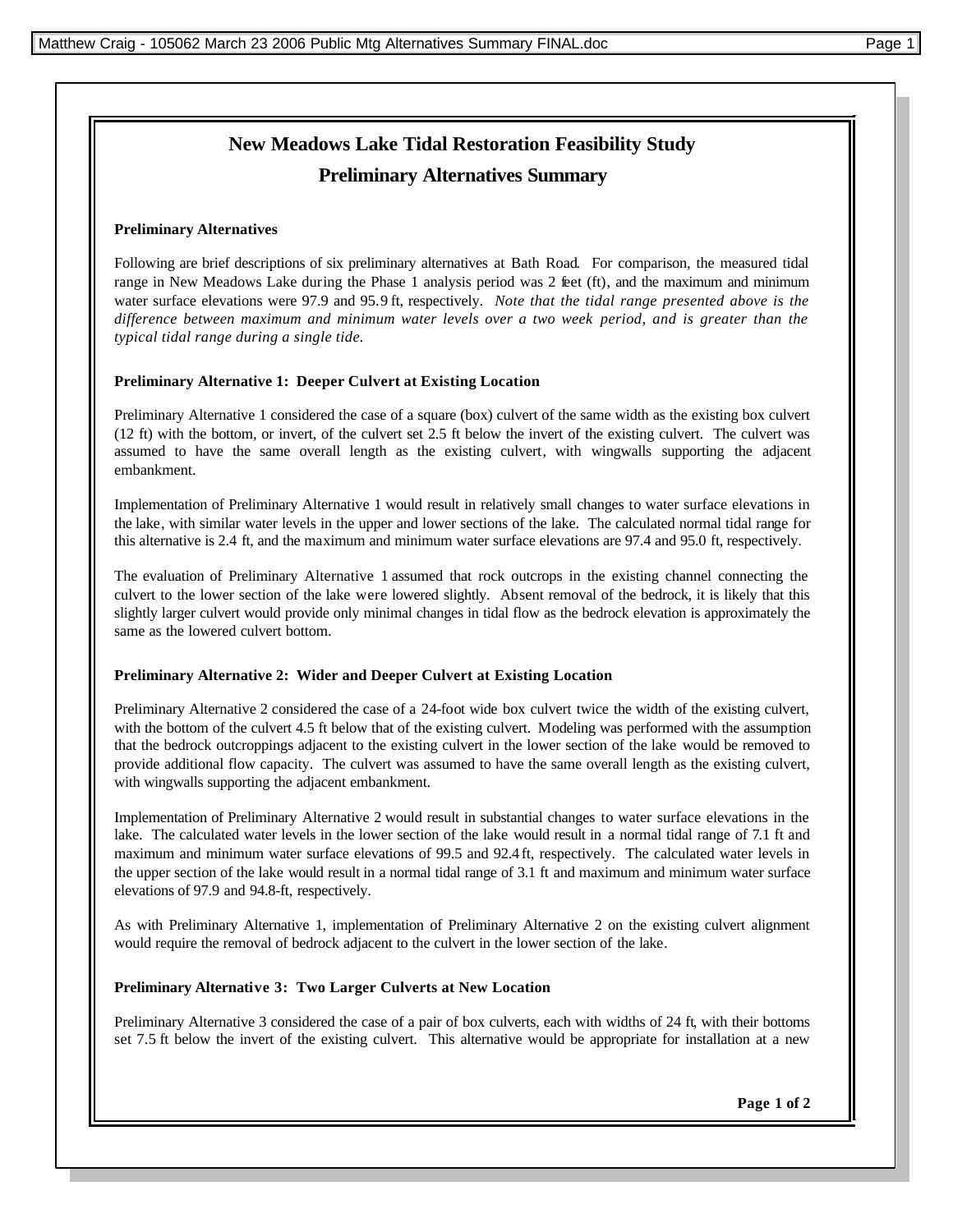# New Meadows Lake Tidal Restoration Feasibility Study

## Preliminary Alternatives Summary

### Preliminary Alternatives

Following are brief descriptions of six preliminary alternatives at Bath Road. For comparison, the measured tidal range in New Meadows Lake during the Phase 1 analysis period was 2 feet (ft), and the maximum and minimum water surface elevations were 97.9 and 95.9 ft, respectively. *Note that the tidal range presented above is the difference between maximum and minimum water levels over a two week period, and is greater than the typical tidal range during a single tide.*

### Preliminary Alternative 1: Deeper Culvert at Existing Location

Preliminary Alternative 1 considered the case of a square (box) culvert of the same width as the existing box culvert (12 ft) with the bottom, or invert, of the culvert set 2.5 ft below the invert of the existing culvert. The culvert was assumed to have the same overall length as the existing culvert, with wingwalls supporting the adjacent embankment.

Implementation of Preliminary Alternative 1 would result in relatively small changes to water surface elevations in the lake, with similar water levels in the upper and lower sections of the lake. The calculated normal tidal range for this alternative is 2.4 ft, and the maximum and minimum water surface elevations are 97.4 and 95.0 ft, respectively.

The evaluation of Preliminary Alternative 1 assumed that rock outcrops in the existing channel connecting the culvert to the lower section of the lake were lowered slightly. Absent removal of the bedrock, it is likely that this slightly larger culvert would provide only minimal changes in tidal flow as the bedrock elevation is approximately the same as the lowered culvert bottom.

### Preliminary Alternative 2: Wider and Deeper Culvert at Existing Location

Preliminary Alternative 2 considered the case of a 24-foot wide box culvert twice the width of the existing culvert, with the bottom of the culvert 4.5 ft below that of the existing culvert. Modeling was performed with the assumption that the bedrock outcroppings adjacent to the existing culvert in the lower section of the lake would be removed to provide additional flow capacity. The culvert was assumed to have the same overall length as the existing culvert, with wingwalls supporting the adjacent embankment.

Implementation of Preliminary Alternative 2 would result in substantial changes to water surface elevations in the lake. The calculated water levels in the lower section of the lake would result in a normal tidal range of 7.1 ft and maximum and minimum water surface elevations of 99.5 and 92.4 ft, respectively. The calculated water levels in the upper section of the lake would result in a normal tidal range of 3.1 ft and maximum and minimum water surface elevations of 97.9 and 94.8-ft, respectively.

As with Preliminary Alternative 1, implementation of Preliminary Alternative 2 on the existing culvert alignment would require the removal of bedrock adjacent to the culvert in the lower section of the lake.

### Preliminary Alternative 3: Two Larger Culverts at New Location

Preliminary Alternative 3 considered the case of a pair of box culverts, each with widths of 24 ft, with their bottoms set 7.5 ft below the invert of the existing culvert. This alternative would be appropriate for installation at a new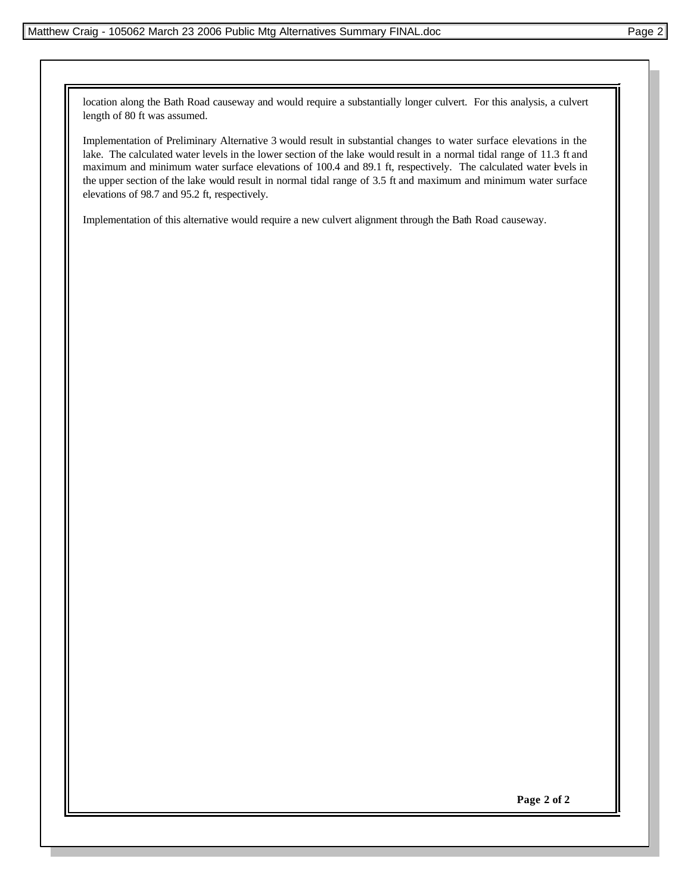location along the Bath Road causeway and would require a substantially longer culvert. For this analysis, a culvert length of 80 ft was assumed.

Implementation of Preliminary Alternative 3 would result in substantial changes to water surface elevations in the lake. The calculated water levels in the lower section of the lake would result in a normal tidal range of 11.3 ft and maximum and minimum water surface elevations of 100.4 and 89.1 ft, respectively. The calculated water levels in the upper section of the lake would result in normal tidal range of 3.5 ft and maximum and minimum water surface elevations of 98.7 and 95.2 ft, respectively.

Implementation of this alternative would require a new culvert alignment through the Bath Road causeway.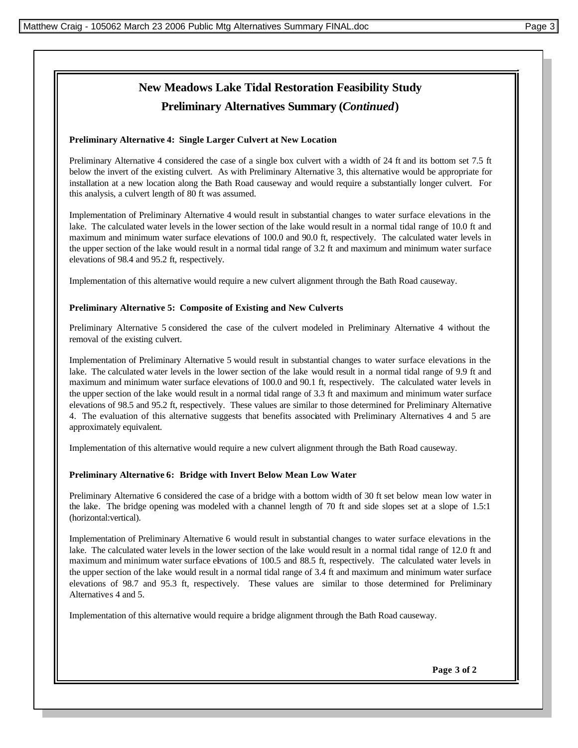# New Meadows Lake Tidal Restoration Feasibility Study

## Preliminary Alternatives Summary (*Continued*)

**Preliminary Alternative 4: Single Larger Culvert at New Location**

Preliminary Alternative 4 considered the case of a single box culvert with a width of 24 ft and its bottom set 7.5 ft below the invert of the existing culvert. As with Preliminary Alternative 3, this alternative would be appropriate for installation at a new location along the Bath Road causeway and would require a substantially longer culvert. For this analysis, a culvert length of 80 ft was assumed.

Implementation of Preliminary Alternative 4 would result in substantial changes to water surface elevations in the lake. The calculated water levels in the lower section of the lake would result in a normal tidal range of 10.0 ft and maximum and minimum water surface elevations of 100.0 and 90.0 ft, respectively. The calculated water levels in the upper section of the lake would result in a normal tidal range of 3.2 ft and maximum and minimum water surface elevations of 98.4 and 95.2 ft, respectively.

Implementation of this alternative would require a new culvert alignment through the Bath Road causeway.

**Preliminary Alternative 5: Composite of Existing and New Culverts**

Preliminary Alternative 5 considered the case of the culvert modeled in Preliminary Alternative 4 without the removal of the existing culvert.

Implementation of Preliminary Alternative 5 would result in substantial changes to water surface elevations in the lake. The calculated water levels in the lower section of the lake would result in a normal tidal range of 9.9 ft and maximum and minimum water surface elevations of 100.0 and 90.1 ft, respectively. The calculated water levels in the upper section of the lake would result in a normal tidal range of 3.3 ft and maximum and minimum water surface elevations of 98.5 and 95.2 ft, respectively. These values are similar to those determined for Preliminary Alternative 4. The evaluation of this alternative suggests that benefits associated with Preliminary Alternatives 4 and 5 are approximately equivalent.

Implementation of this alternative would require a new culvert alignment through the Bath Road causeway.

**Preliminary Alternative 6: Bridge with Invert Below Mean Low Water**

Preliminary Alternative 6 considered the case of a bridge with a bottom width of 30 ft set below mean low water in the lake. The bridge opening was modeled with a channel length of 70 ft and side slopes set at a slope of 1.5:1 (horizontal:vertical).

Implementation of Preliminary Alternative 6 would result in substantial changes to water surface elevations in the lake. The calculated water levels in the lower section of the lake would result in a normal tidal range of 12.0 ft and maximum and minimum water surface elevations of 100.5 and 88.5 ft, respectively. The calculated water levels in the upper section of the lake would result in a normal tidal range of 3.4 ft and maximum and minimum water surface elevations of 98.7 and 95.3 ft, respectively. These values are similar to those determined for Preliminary Alternatives 4 and 5.

Implementation of this alternative would require a bridge alignment through the Bath Road causeway.